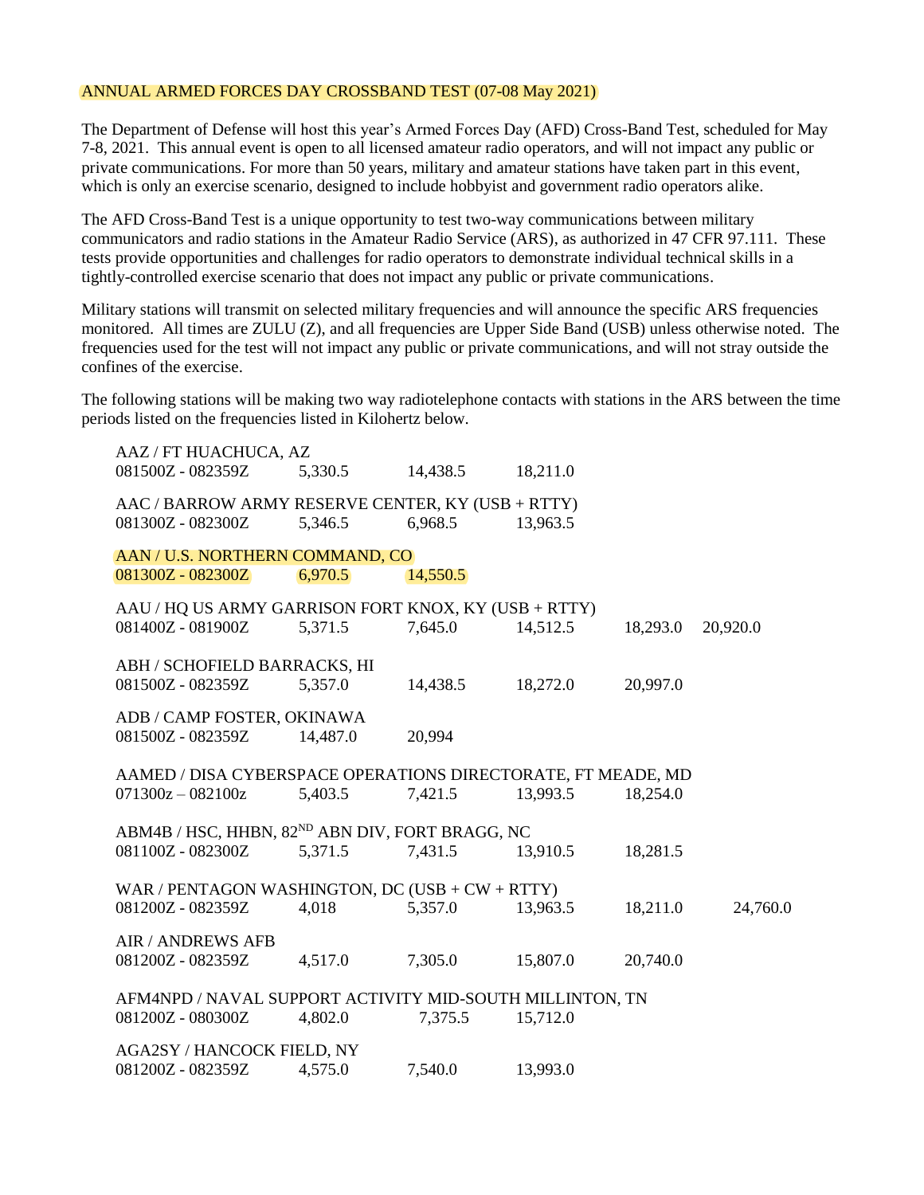ANNUAL ARMED FORCES DAY CROSSBAND TEST (07-08 May 2021)

The Department of Defense will host this year's Armed Forces Day (AFD) Cross-Band Test, scheduled for May 7-8, 2021. This annual event is open to all licensed amateur radio operators, and will not impact any public or private communications. For more than 50 years, military and amateur stations have taken part in this event, which is only an exercise scenario, designed to include hobbyist and government radio operators alike.

The AFD Cross-Band Test is a unique opportunity to test two-way communications between military communicators and radio stations in the Amateur Radio Service (ARS), as authorized in 47 CFR 97.111. These tests provide opportunities and challenges for radio operators to demonstrate individual technical skills in a tightly-controlled exercise scenario that does not impact any public or private communications.

Military stations will transmit on selected military frequencies and will announce the specific ARS frequencies monitored. All times are ZULU (Z), and all frequencies are Upper Side Band (USB) unless otherwise noted. The frequencies used for the test will not impact any public or private communications, and will not stray outside the confines of the exercise.

The following stations will be making two way radiotelephone contacts with stations in the ARS between the time periods listed on the frequencies listed in Kilohertz below.

AAZ / FT HUACHUCA, AZ
081500Z - 082359Z    5,330.5    14,438.5    18,211.0

AAC / BARROW ARMY RESERVE CENTER, KY (USB + RTTY)
081300Z - 082300Z    5,346.5    6,968.5    13,963.5

AAN / U.S. NORTHERN COMMAND, CO
081300Z - 082300Z    6,970.5    14,550.5

AAU / HQ US ARMY GARRISON FORT KNOX, KY (USB + RTTY)
081400Z - 081900Z    5,371.5    7,645.0    14,512.5    18,293.0    20,920.0

ABH / SCHOFIELD BARRACKS, HI
081500Z - 082359Z    5,357.0    14,438.5    18,272.0    20,997.0

ADB / CAMP FOSTER, OKINAWA
081500Z - 082359Z    14,487.0    20,994

AAMED / DISA CYBERSPACE OPERATIONS DIRECTORATE, FT MEADE, MD
071300z – 082100z    5,403.5    7,421.5    13,993.5    18,254.0

ABM4B / HSC, HHBN, 82ND ABN DIV, FORT BRAGG, NC
081100Z - 082300Z    5,371.5    7,431.5    13,910.5    18,281.5

WAR / PENTAGON WASHINGTON, DC (USB + CW + RTTY)
081200Z - 082359Z    4,018    5,357.0    13,963.5    18,211.0    24,760.0

AIR / ANDREWS AFB
081200Z - 082359Z    4,517.0    7,305.0    15,807.0    20,740.0

AFM4NPD / NAVAL SUPPORT ACTIVITY MID-SOUTH MILLINTON, TN
081200Z - 080300Z    4,802.0    7,375.5    15,712.0

AGA2SY / HANCOCK FIELD, NY
081200Z - 082359Z    4,575.0    7,540.0    13,993.0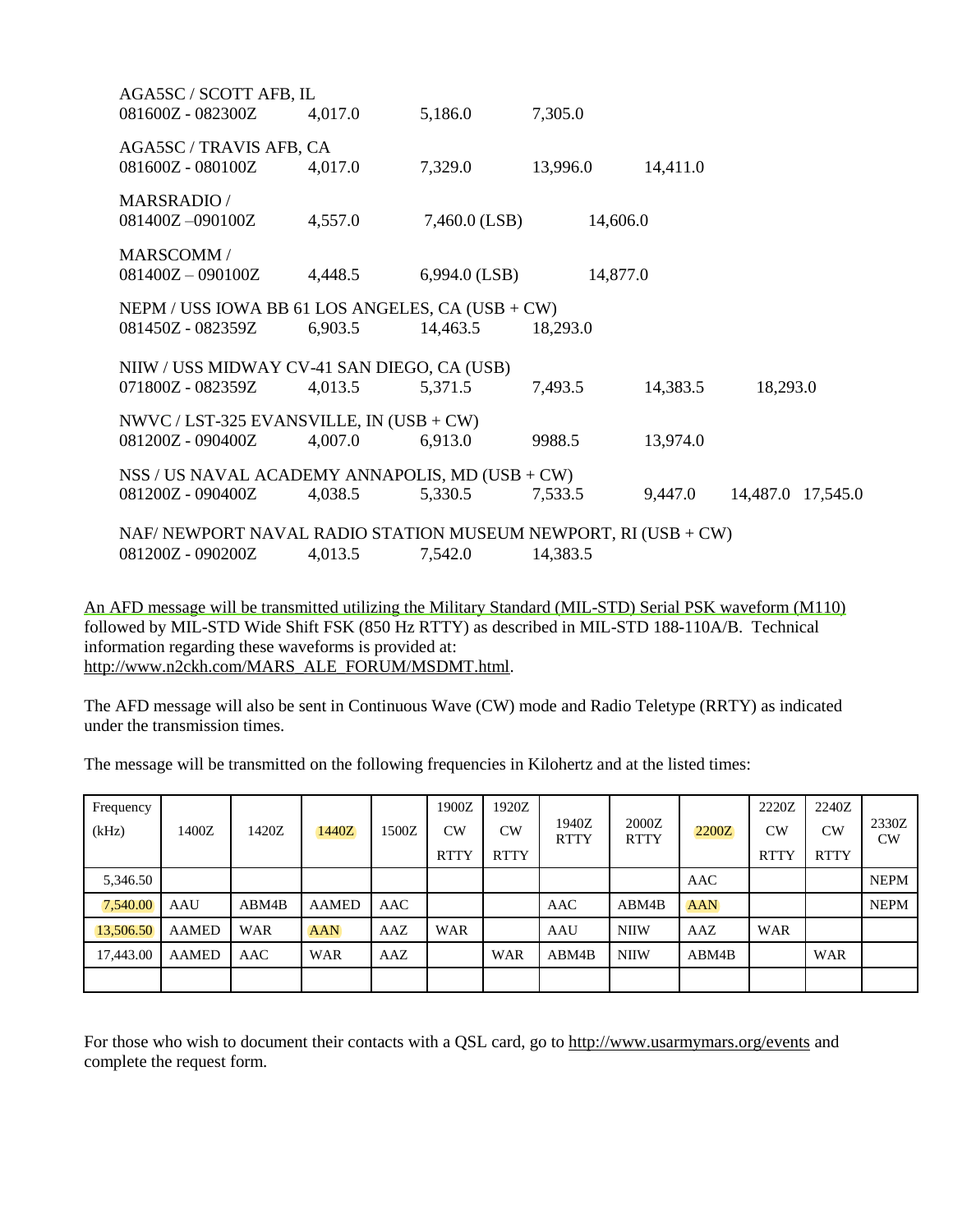AGA5SC / SCOTT AFB, IL
081600Z - 082300Z 4,017.0 5,186.0 7,305.0

AGA5SC / TRAVIS AFB, CA
081600Z - 080100Z 4,017.0 7,329.0 13,996.0 14,411.0

MARSRADIO /
081400Z –090100Z 4,557.0 7,460.0 (LSB) 14,606.0

MARSCOMM /
081400Z – 090100Z 4,448.5 6,994.0 (LSB) 14,877.0

NEPM / USS IOWA BB 61 LOS ANGELES, CA (USB + CW)
081450Z - 082359Z 6,903.5 14,463.5 18,293.0

NIIW / USS MIDWAY CV-41 SAN DIEGO, CA (USB)
071800Z - 082359Z 4,013.5 5,371.5 7,493.5 14,383.5 18,293.0

NWVC / LST-325 EVANSVILLE, IN (USB + CW)
081200Z - 090400Z 4,007.0 6,913.0 9988.5 13,974.0

NSS / US NAVAL ACADEMY ANNAPOLIS, MD (USB + CW)
081200Z - 090400Z 4,038.5 5,330.5 7,533.5 9,447.0 14,487.0 17,545.0

NAF/ NEWPORT NAVAL RADIO STATION MUSEUM NEWPORT, RI (USB + CW)
081200Z - 090200Z 4,013.5 7,542.0 14,383.5

An AFD message will be transmitted utilizing the Military Standard (MIL-STD) Serial PSK waveform (M110) followed by MIL-STD Wide Shift FSK (850 Hz RTTY) as described in MIL-STD 188-110A/B. Technical information regarding these waveforms is provided at: http://www.n2ckh.com/MARS_ALE_FORUM/MSDMT.html.

The AFD message will also be sent in Continuous Wave (CW) mode and Radio Teletype (RRTY) as indicated under the transmission times.

The message will be transmitted on the following frequencies in Kilohertz and at the listed times:

| Frequency (kHz) | 1400Z | 1420Z | 1440Z | 1500Z | 1900Z CW RTTY | 1920Z CW RTTY | 1940Z RTTY | 2000Z RTTY | 2200Z | 2220Z CW RTTY | 2240Z CW RTTY | 2330Z CW |
|---|---|---|---|---|---|---|---|---|---|---|---|---|
| 5,346.50 | | | | | | | | | AAC | | | NEPM |
| 7,540.00 | AAU | ABM4B | AAMED | AAC | | | AAC | ABM4B | AAN | | | NEPM |
| 13,506.50 | AAMED | WAR | AAN | AAZ | WAR | | AAU | NIIW | AAZ | WAR | | |
| 17,443.00 | AAMED | AAC | WAR | AAZ | | WAR | ABM4B | NIIW | ABM4B | | WAR | |
| | | | | | | | | | | | | |

For those who wish to document their contacts with a QSL card, go to http://www.usarmymars.org/events and complete the request form.